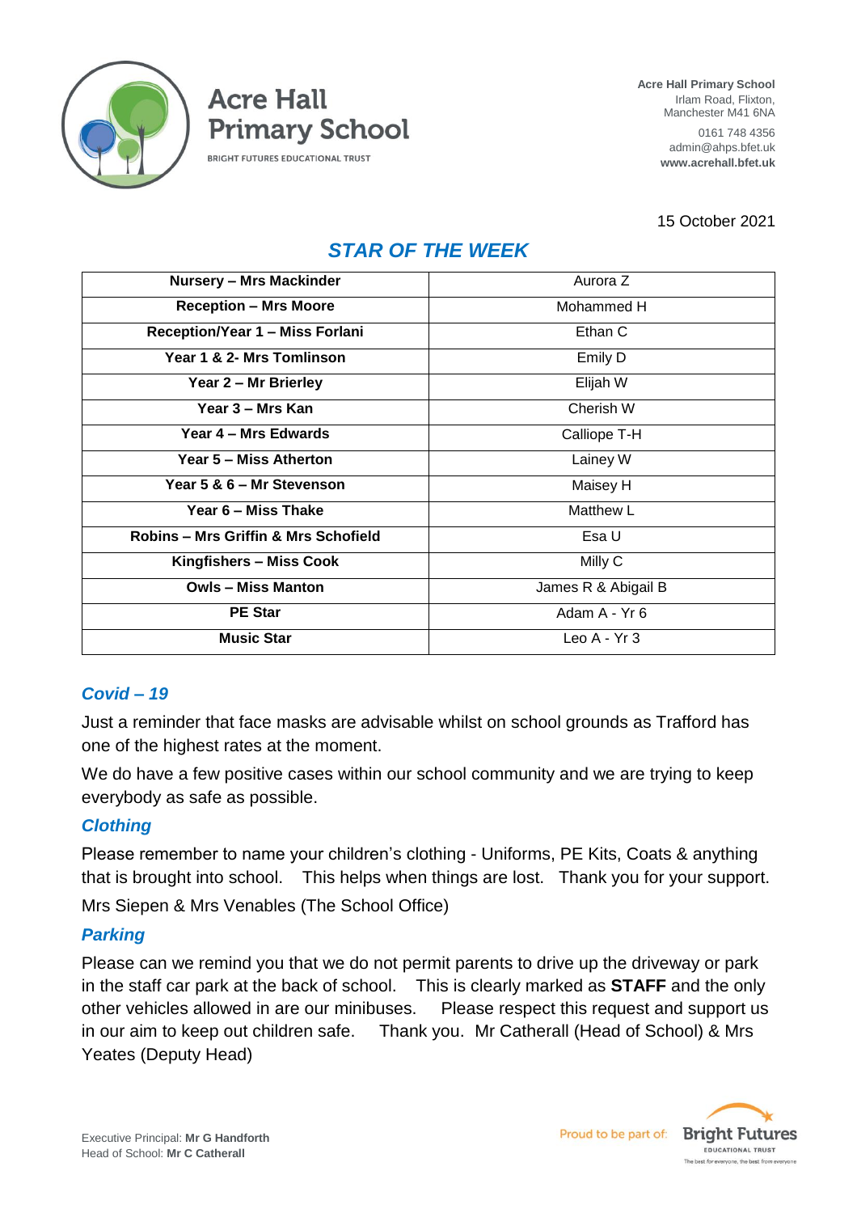# Acre Hall Primary School

BRIGHT FUTURES EDUCATIONAL TRUST

**Acre Hall Primary School**
Irlam Road, Flixton,
Manchester M41 6NA

0161 748 4356
admin@ahps.bfet.uk
**www.acrehall.bfet.uk**

15 October 2021

## *STAR OF THE WEEK*

| | |
|---|---|
| **Nursery – Mrs Mackinder** | Aurora Z |
| **Reception – Mrs Moore** | Mohammed H |
| **Reception/Year 1 – Miss Forlani** | Ethan C |
| **Year 1 & 2- Mrs Tomlinson** | Emily D |
| **Year 2 – Mr Brierley** | Elijah W |
| **Year 3 – Mrs Kan** | Cherish W |
| **Year 4 – Mrs Edwards** | Calliope T-H |
| **Year 5 – Miss Atherton** | Lainey W |
| **Year 5 & 6 – Mr Stevenson** | Maisey H |
| **Year 6 – Miss Thake** | Matthew L |
| **Robins – Mrs Griffin & Mrs Schofield** | Esa U |
| **Kingfishers – Miss Cook** | Milly C |
| **Owls – Miss Manton** | James R & Abigail B |
| **PE Star** | Adam A - Yr 6 |
| **Music Star** | Leo A - Yr 3 |

### *Covid – 19*

Just a reminder that face masks are advisable whilst on school grounds as Trafford has one of the highest rates at the moment.

We do have a few positive cases within our school community and we are trying to keep everybody as safe as possible.

### *Clothing*

Please remember to name your children's clothing - Uniforms, PE Kits, Coats & anything that is brought into school. This helps when things are lost. Thank you for your support.

Mrs Siepen & Mrs Venables (The School Office)

### *Parking*

Please can we remind you that we do not permit parents to drive up the driveway or park in the staff car park at the back of school. This is clearly marked as **STAFF** and the only other vehicles allowed in are our minibuses. Please respect this request and support us in our aim to keep out children safe. Thank you. Mr Catherall (Head of School) & Mrs Yeates (Deputy Head)

Executive Principal: **Mr G Handforth**
Head of School: **Mr C Catherall**

Proud to be part of: **Bright Futures** EDUCATIONAL TRUST
The best for everyone, the best from everyone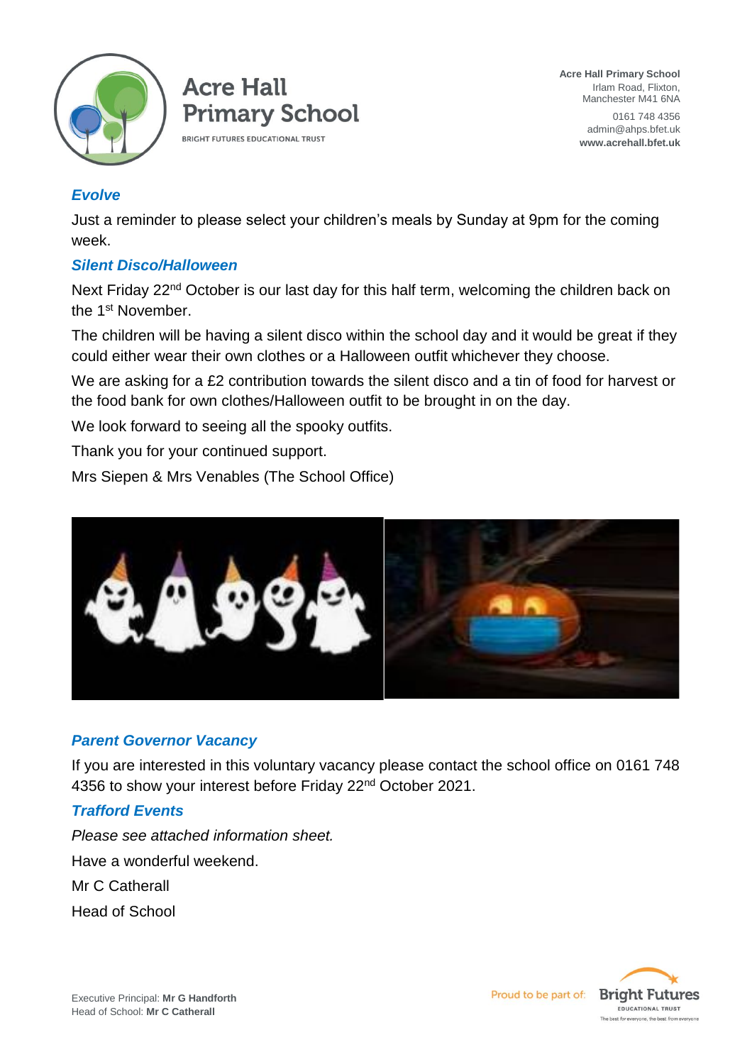**Acre Hall Primary School**
Irlam Road, Flixton,
Manchester M41 6NA

0161 748 4356
admin@ahps.bfet.uk
**www.acrehall.bfet.uk**

### *Evolve*

Just a reminder to please select your children's meals by Sunday at 9pm for the coming week.

### *Silent Disco/Halloween*

Next Friday 22nd October is our last day for this half term, welcoming the children back on the 1st November.

The children will be having a silent disco within the school day and it would be great if they could either wear their own clothes or a Halloween outfit whichever they choose.

We are asking for a £2 contribution towards the silent disco and a tin of food for harvest or the food bank for own clothes/Halloween outfit to be brought in on the day.

We look forward to seeing all the spooky outfits.

Thank you for your continued support.

Mrs Siepen & Mrs Venables (The School Office)

### *Parent Governor Vacancy*

If you are interested in this voluntary vacancy please contact the school office on 0161 748 4356 to show your interest before Friday 22nd October 2021.

### *Trafford Events*

*Please see attached information sheet.*

Have a wonderful weekend.

Mr C Catherall

Head of School

Executive Principal: **Mr G Handforth**
Head of School: **Mr C Catherall**